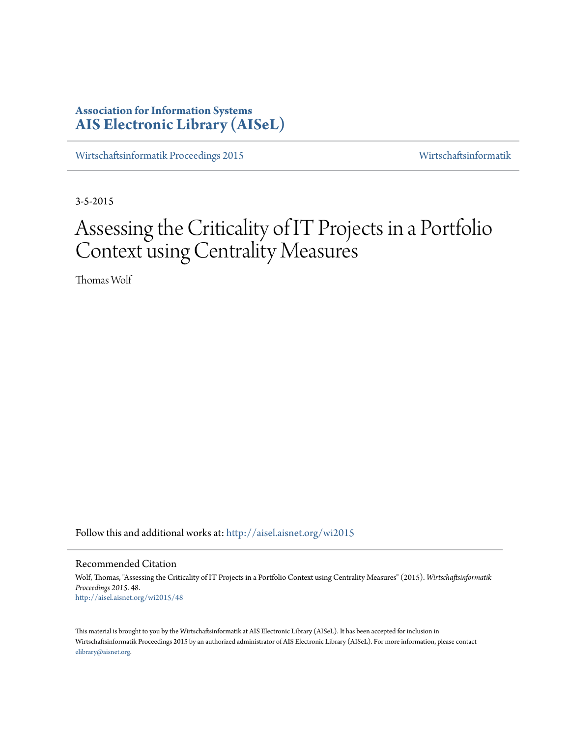**Association for Information Systems**
**AIS Electronic Library (AISeL)**

Wirtschaftsinformatik Proceedings 2015 | Wirtschaftsinformatik

3-5-2015

# Assessing the Criticality of IT Projects in a Portfolio Context using Centrality Measures

Thomas Wolf

Follow this and additional works at: http://aisel.aisnet.org/wi2015

## Recommended Citation

Wolf, Thomas, "Assessing the Criticality of IT Projects in a Portfolio Context using Centrality Measures" (2015). *Wirtschaftsinformatik Proceedings 2015*. 48.
http://aisel.aisnet.org/wi2015/48

This material is brought to you by the Wirtschaftsinformatik at AIS Electronic Library (AISeL). It has been accepted for inclusion in Wirtschaftsinformatik Proceedings 2015 by an authorized administrator of AIS Electronic Library (AISeL). For more information, please contact elibrary@aisnet.org.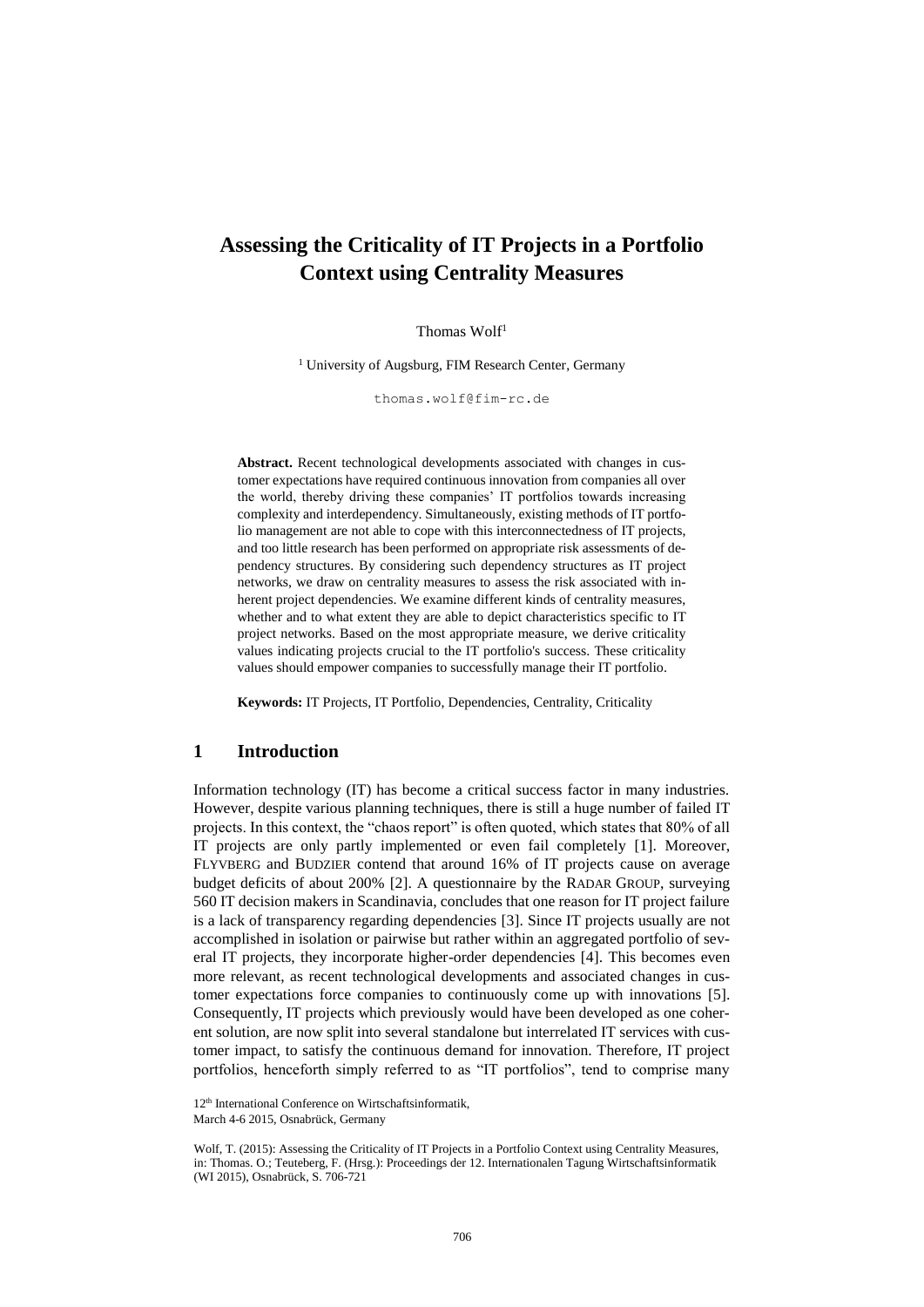# Assessing the Criticality of IT Projects in a Portfolio Context using Centrality Measures

Thomas Wolf[1]

[1] University of Augsburg, FIM Research Center, Germany

thomas.wolf@fim-rc.de

**Abstract.** Recent technological developments associated with changes in customer expectations have required continuous innovation from companies all over the world, thereby driving these companies' IT portfolios towards increasing complexity and interdependency. Simultaneously, existing methods of IT portfolio management are not able to cope with this interconnectedness of IT projects, and too little research has been performed on appropriate risk assessments of dependency structures. By considering such dependency structures as IT project networks, we draw on centrality measures to assess the risk associated with inherent project dependencies. We examine different kinds of centrality measures, whether and to what extent they are able to depict characteristics specific to IT project networks. Based on the most appropriate measure, we derive criticality values indicating projects crucial to the IT portfolio's success. These criticality values should empower companies to successfully manage their IT portfolio.

**Keywords:** IT Projects, IT Portfolio, Dependencies, Centrality, Criticality

## 1 Introduction

Information technology (IT) has become a critical success factor in many industries. However, despite various planning techniques, there is still a huge number of failed IT projects. In this context, the "chaos report" is often quoted, which states that 80% of all IT projects are only partly implemented or even fail completely [1]. Moreover, FLYVBERG and BUDZIER contend that around 16% of IT projects cause on average budget deficits of about 200% [2]. A questionnaire by the RADAR GROUP, surveying 560 IT decision makers in Scandinavia, concludes that one reason for IT project failure is a lack of transparency regarding dependencies [3]. Since IT projects usually are not accomplished in isolation or pairwise but rather within an aggregated portfolio of several IT projects, they incorporate higher-order dependencies [4]. This becomes even more relevant, as recent technological developments and associated changes in customer expectations force companies to continuously come up with innovations [5]. Consequently, IT projects which previously would have been developed as one coherent solution, are now split into several standalone but interrelated IT services with customer impact, to satisfy the continuous demand for innovation. Therefore, IT project portfolios, henceforth simply referred to as "IT portfolios", tend to comprise many

12th International Conference on Wirtschaftsinformatik,
March 4-6 2015, Osnabrück, Germany

Wolf, T. (2015): Assessing the Criticality of IT Projects in a Portfolio Context using Centrality Measures, in: Thomas. O.; Teuteberg, F. (Hrsg.): Proceedings der 12. Internationalen Tagung Wirtschaftsinformatik (WI 2015), Osnabrück, S. 706-721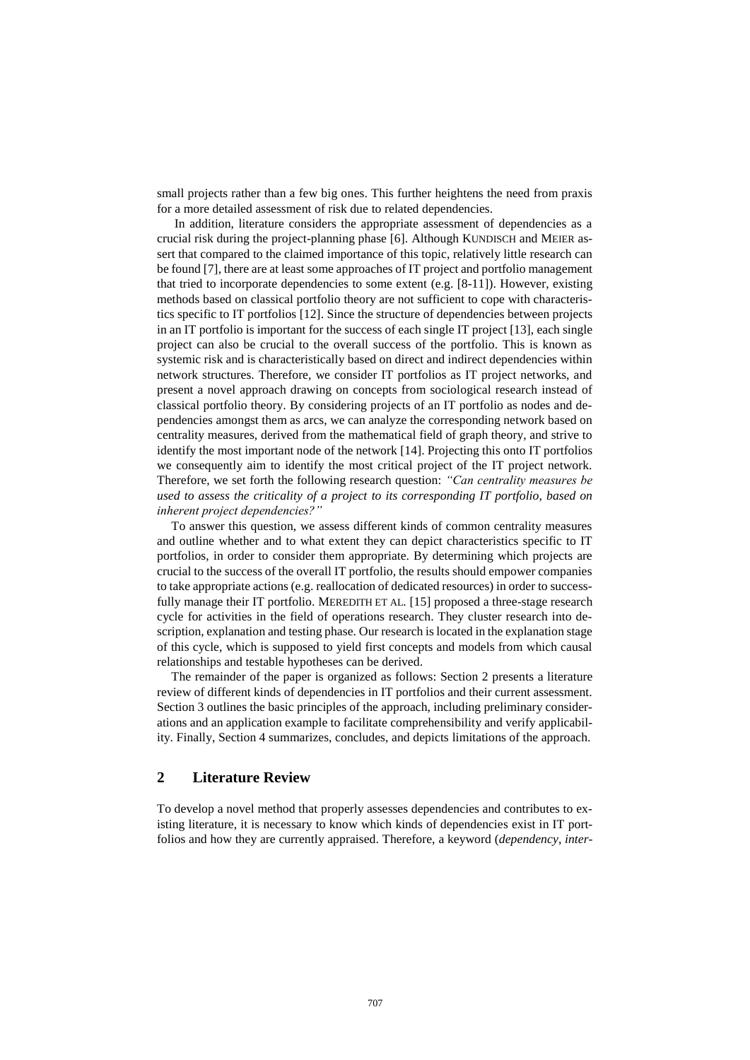small projects rather than a few big ones. This further heightens the need from praxis for a more detailed assessment of risk due to related dependencies.

In addition, literature considers the appropriate assessment of dependencies as a crucial risk during the project-planning phase [6]. Although KUNDISCH and MEIER assert that compared to the claimed importance of this topic, relatively little research can be found [7], there are at least some approaches of IT project and portfolio management that tried to incorporate dependencies to some extent (e.g. [8-11]). However, existing methods based on classical portfolio theory are not sufficient to cope with characteristics specific to IT portfolios [12]. Since the structure of dependencies between projects in an IT portfolio is important for the success of each single IT project [13], each single project can also be crucial to the overall success of the portfolio. This is known as systemic risk and is characteristically based on direct and indirect dependencies within network structures. Therefore, we consider IT portfolios as IT project networks, and present a novel approach drawing on concepts from sociological research instead of classical portfolio theory. By considering projects of an IT portfolio as nodes and dependencies amongst them as arcs, we can analyze the corresponding network based on centrality measures, derived from the mathematical field of graph theory, and strive to identify the most important node of the network [14]. Projecting this onto IT portfolios we consequently aim to identify the most critical project of the IT project network. Therefore, we set forth the following research question: *"Can centrality measures be used to assess the criticality of a project to its corresponding IT portfolio, based on inherent project dependencies?"*

To answer this question, we assess different kinds of common centrality measures and outline whether and to what extent they can depict characteristics specific to IT portfolios, in order to consider them appropriate. By determining which projects are crucial to the success of the overall IT portfolio, the results should empower companies to take appropriate actions (e.g. reallocation of dedicated resources) in order to successfully manage their IT portfolio. MEREDITH ET AL. [15] proposed a three-stage research cycle for activities in the field of operations research. They cluster research into description, explanation and testing phase. Our research is located in the explanation stage of this cycle, which is supposed to yield first concepts and models from which causal relationships and testable hypotheses can be derived.

The remainder of the paper is organized as follows: Section 2 presents a literature review of different kinds of dependencies in IT portfolios and their current assessment. Section 3 outlines the basic principles of the approach, including preliminary considerations and an application example to facilitate comprehensibility and verify applicability. Finally, Section 4 summarizes, concludes, and depicts limitations of the approach.

## 2 Literature Review

To develop a novel method that properly assesses dependencies and contributes to existing literature, it is necessary to know which kinds of dependencies exist in IT portfolios and how they are currently appraised. Therefore, a keyword (*dependency, inter-*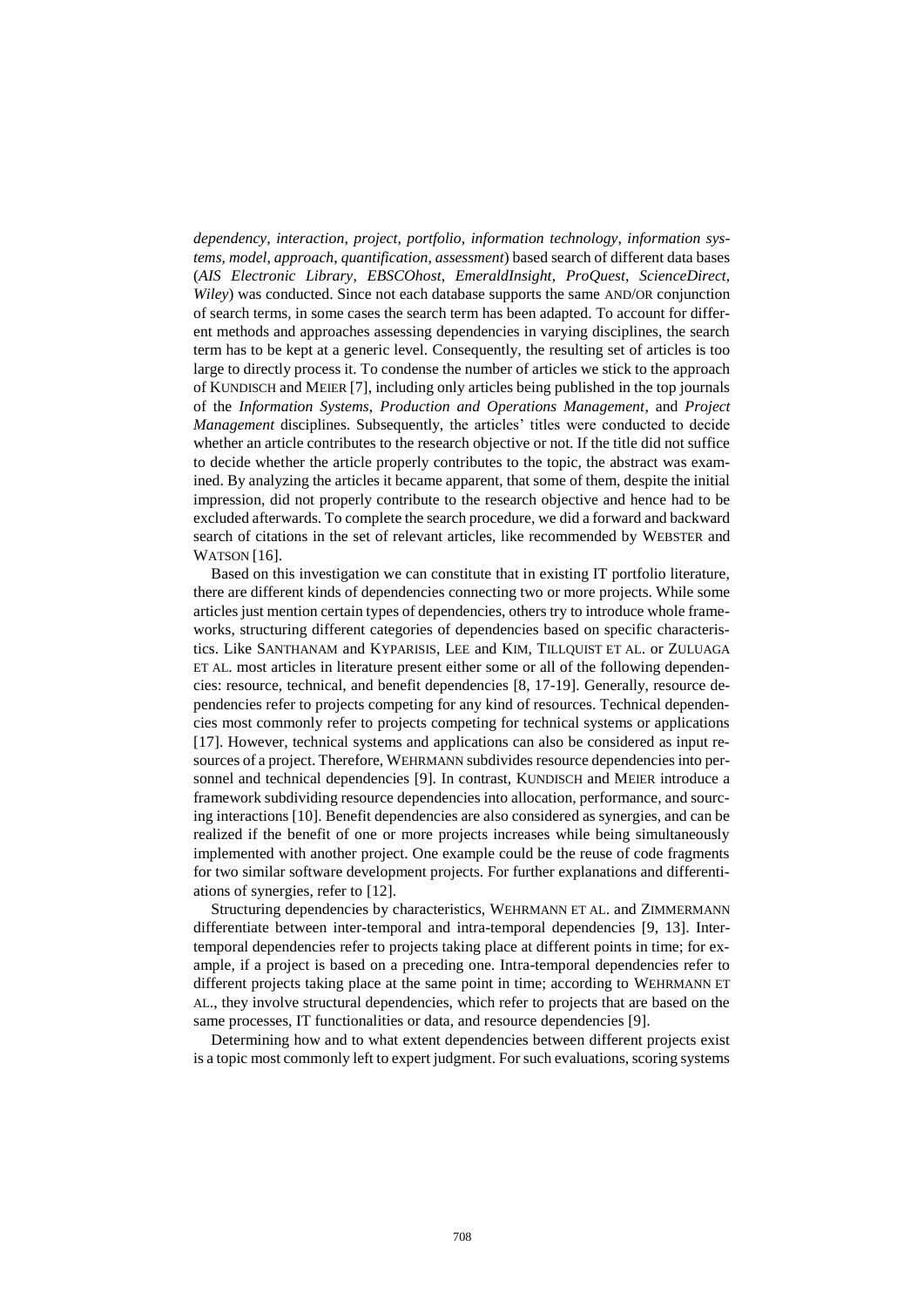*dependency, interaction, project, portfolio, information technology, information systems, model, approach, quantification, assessment*) based search of different data bases (*AIS Electronic Library, EBSCOhost, EmeraldInsight, ProQuest, ScienceDirect, Wiley*) was conducted. Since not each database supports the same AND/OR conjunction of search terms, in some cases the search term has been adapted. To account for different methods and approaches assessing dependencies in varying disciplines, the search term has to be kept at a generic level. Consequently, the resulting set of articles is too large to directly process it. To condense the number of articles we stick to the approach of KUNDISCH and MEIER [7], including only articles being published in the top journals of the *Information Systems*, *Production and Operations Management*, and *Project Management* disciplines. Subsequently, the articles' titles were conducted to decide whether an article contributes to the research objective or not. If the title did not suffice to decide whether the article properly contributes to the topic, the abstract was examined. By analyzing the articles it became apparent, that some of them, despite the initial impression, did not properly contribute to the research objective and hence had to be excluded afterwards. To complete the search procedure, we did a forward and backward search of citations in the set of relevant articles, like recommended by WEBSTER and WATSON [16].

Based on this investigation we can constitute that in existing IT portfolio literature, there are different kinds of dependencies connecting two or more projects. While some articles just mention certain types of dependencies, others try to introduce whole frameworks, structuring different categories of dependencies based on specific characteristics. Like SANTHANAM and KYPARISIS, LEE and KIM, TILLQUIST ET AL. or ZULUAGA ET AL. most articles in literature present either some or all of the following dependencies: resource, technical, and benefit dependencies [8, 17-19]. Generally, resource dependencies refer to projects competing for any kind of resources. Technical dependencies most commonly refer to projects competing for technical systems or applications [17]. However, technical systems and applications can also be considered as input resources of a project. Therefore, WEHRMANN subdivides resource dependencies into personnel and technical dependencies [9]. In contrast, KUNDISCH and MEIER introduce a framework subdividing resource dependencies into allocation, performance, and sourcing interactions [10]. Benefit dependencies are also considered as synergies, and can be realized if the benefit of one or more projects increases while being simultaneously implemented with another project. One example could be the reuse of code fragments for two similar software development projects. For further explanations and differentiations of synergies, refer to [12].

Structuring dependencies by characteristics, WEHRMANN ET AL. and ZIMMERMANN differentiate between inter-temporal and intra-temporal dependencies [9, 13]. Inter-temporal dependencies refer to projects taking place at different points in time; for example, if a project is based on a preceding one. Intra-temporal dependencies refer to different projects taking place at the same point in time; according to WEHRMANN ET AL., they involve structural dependencies, which refer to projects that are based on the same processes, IT functionalities or data, and resource dependencies [9].

Determining how and to what extent dependencies between different projects exist is a topic most commonly left to expert judgment. For such evaluations, scoring systems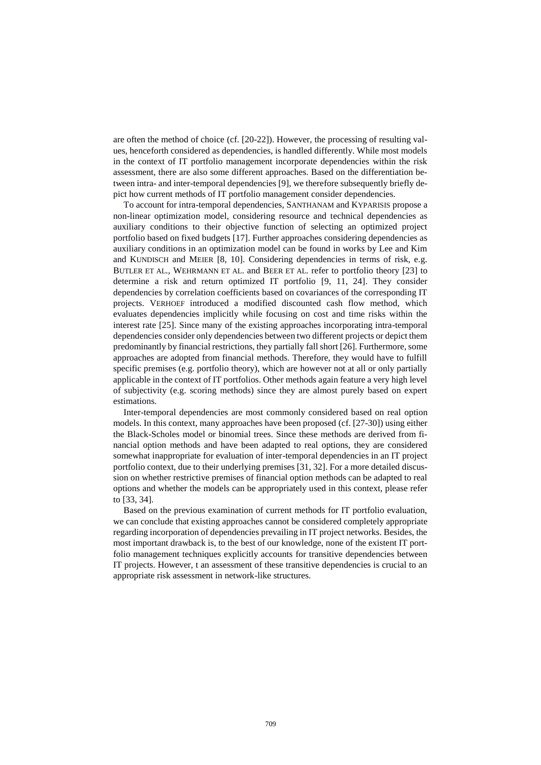are often the method of choice (cf. [20-22]). However, the processing of resulting values, henceforth considered as dependencies, is handled differently. While most models in the context of IT portfolio management incorporate dependencies within the risk assessment, there are also some different approaches. Based on the differentiation between intra- and inter-temporal dependencies [9], we therefore subsequently briefly depict how current methods of IT portfolio management consider dependencies.

To account for intra-temporal dependencies, SANTHANAM and KYPARISIS propose a non-linear optimization model, considering resource and technical dependencies as auxiliary conditions to their objective function of selecting an optimized project portfolio based on fixed budgets [17]. Further approaches considering dependencies as auxiliary conditions in an optimization model can be found in works by Lee and Kim and KUNDISCH and MEIER [8, 10]. Considering dependencies in terms of risk, e.g. BUTLER ET AL., WEHRMANN ET AL. and BEER ET AL. refer to portfolio theory [23] to determine a risk and return optimized IT portfolio [9, 11, 24]. They consider dependencies by correlation coefficients based on covariances of the corresponding IT projects. VERHOEF introduced a modified discounted cash flow method, which evaluates dependencies implicitly while focusing on cost and time risks within the interest rate [25]. Since many of the existing approaches incorporating intra-temporal dependencies consider only dependencies between two different projects or depict them predominantly by financial restrictions, they partially fall short [26]. Furthermore, some approaches are adopted from financial methods. Therefore, they would have to fulfill specific premises (e.g. portfolio theory), which are however not at all or only partially applicable in the context of IT portfolios. Other methods again feature a very high level of subjectivity (e.g. scoring methods) since they are almost purely based on expert estimations.

Inter-temporal dependencies are most commonly considered based on real option models. In this context, many approaches have been proposed (cf. [27-30]) using either the Black-Scholes model or binomial trees. Since these methods are derived from financial option methods and have been adapted to real options, they are considered somewhat inappropriate for evaluation of inter-temporal dependencies in an IT project portfolio context, due to their underlying premises [31, 32]. For a more detailed discussion on whether restrictive premises of financial option methods can be adapted to real options and whether the models can be appropriately used in this context, please refer to [33, 34].

Based on the previous examination of current methods for IT portfolio evaluation, we can conclude that existing approaches cannot be considered completely appropriate regarding incorporation of dependencies prevailing in IT project networks. Besides, the most important drawback is, to the best of our knowledge, none of the existent IT portfolio management techniques explicitly accounts for transitive dependencies between IT projects. However, t an assessment of these transitive dependencies is crucial to an appropriate risk assessment in network-like structures.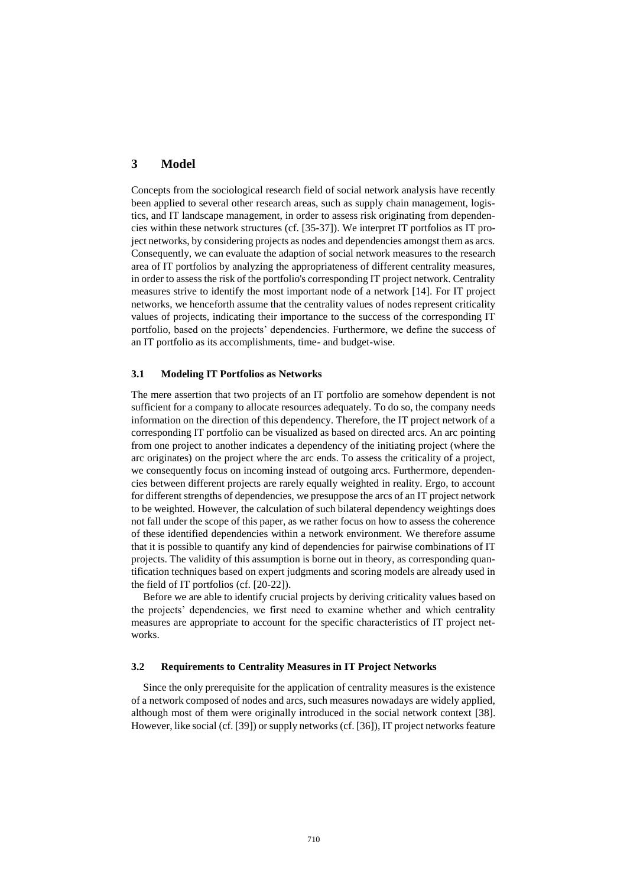# 3 Model

Concepts from the sociological research field of social network analysis have recently been applied to several other research areas, such as supply chain management, logistics, and IT landscape management, in order to assess risk originating from dependencies within these network structures (cf. [35-37]). We interpret IT portfolios as IT project networks, by considering projects as nodes and dependencies amongst them as arcs. Consequently, we can evaluate the adaption of social network measures to the research area of IT portfolios by analyzing the appropriateness of different centrality measures, in order to assess the risk of the portfolio's corresponding IT project network. Centrality measures strive to identify the most important node of a network [14]. For IT project networks, we henceforth assume that the centrality values of nodes represent criticality values of projects, indicating their importance to the success of the corresponding IT portfolio, based on the projects' dependencies. Furthermore, we define the success of an IT portfolio as its accomplishments, time- and budget-wise.

## 3.1 Modeling IT Portfolios as Networks

The mere assertion that two projects of an IT portfolio are somehow dependent is not sufficient for a company to allocate resources adequately. To do so, the company needs information on the direction of this dependency. Therefore, the IT project network of a corresponding IT portfolio can be visualized as based on directed arcs. An arc pointing from one project to another indicates a dependency of the initiating project (where the arc originates) on the project where the arc ends. To assess the criticality of a project, we consequently focus on incoming instead of outgoing arcs. Furthermore, dependencies between different projects are rarely equally weighted in reality. Ergo, to account for different strengths of dependencies, we presuppose the arcs of an IT project network to be weighted. However, the calculation of such bilateral dependency weightings does not fall under the scope of this paper, as we rather focus on how to assess the coherence of these identified dependencies within a network environment. We therefore assume that it is possible to quantify any kind of dependencies for pairwise combinations of IT projects. The validity of this assumption is borne out in theory, as corresponding quantification techniques based on expert judgments and scoring models are already used in the field of IT portfolios (cf. [20-22]).

Before we are able to identify crucial projects by deriving criticality values based on the projects' dependencies, we first need to examine whether and which centrality measures are appropriate to account for the specific characteristics of IT project networks.

## 3.2 Requirements to Centrality Measures in IT Project Networks

Since the only prerequisite for the application of centrality measures is the existence of a network composed of nodes and arcs, such measures nowadays are widely applied, although most of them were originally introduced in the social network context [38]. However, like social (cf. [39]) or supply networks (cf. [36]), IT project networks feature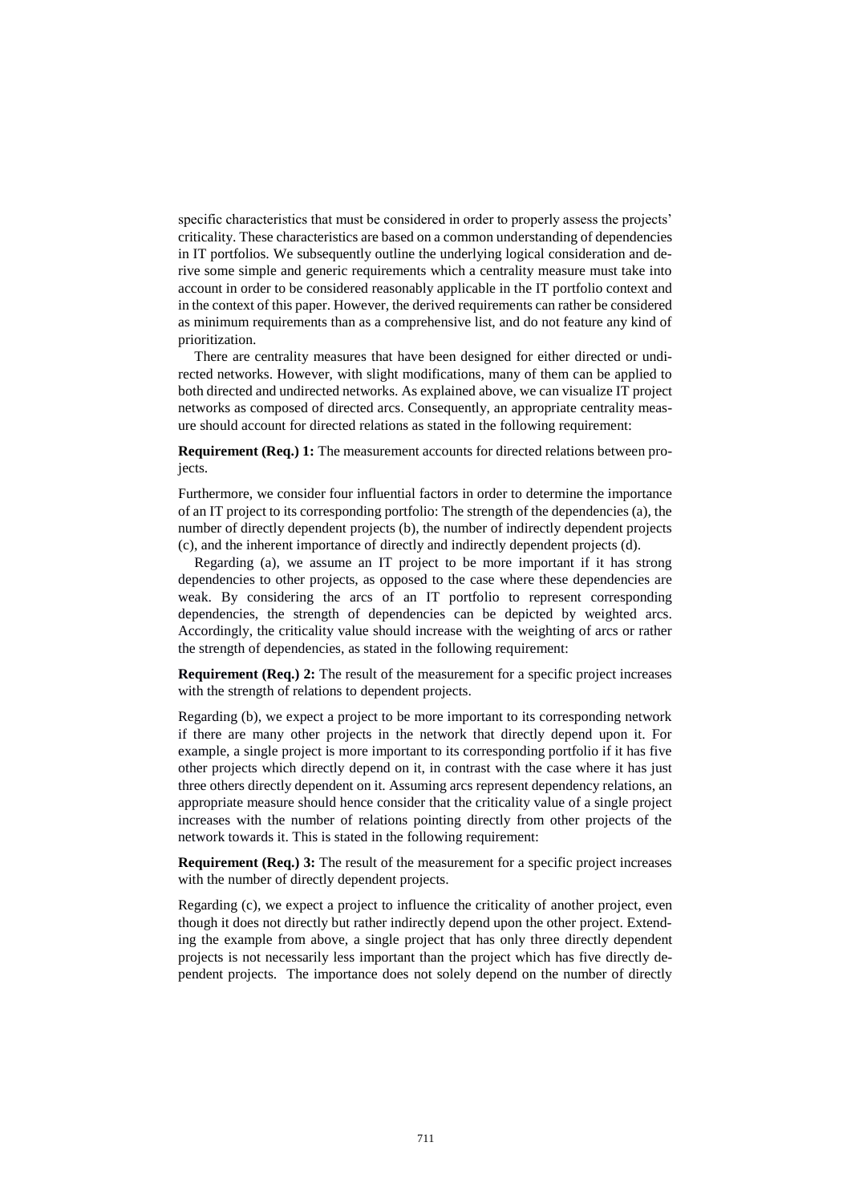specific characteristics that must be considered in order to properly assess the projects' criticality. These characteristics are based on a common understanding of dependencies in IT portfolios. We subsequently outline the underlying logical consideration and derive some simple and generic requirements which a centrality measure must take into account in order to be considered reasonably applicable in the IT portfolio context and in the context of this paper. However, the derived requirements can rather be considered as minimum requirements than as a comprehensive list, and do not feature any kind of prioritization.

There are centrality measures that have been designed for either directed or undirected networks. However, with slight modifications, many of them can be applied to both directed and undirected networks. As explained above, we can visualize IT project networks as composed of directed arcs. Consequently, an appropriate centrality measure should account for directed relations as stated in the following requirement:

**Requirement (Req.) 1:** The measurement accounts for directed relations between projects.

Furthermore, we consider four influential factors in order to determine the importance of an IT project to its corresponding portfolio: The strength of the dependencies (a), the number of directly dependent projects (b), the number of indirectly dependent projects (c), and the inherent importance of directly and indirectly dependent projects (d).

Regarding (a), we assume an IT project to be more important if it has strong dependencies to other projects, as opposed to the case where these dependencies are weak. By considering the arcs of an IT portfolio to represent corresponding dependencies, the strength of dependencies can be depicted by weighted arcs. Accordingly, the criticality value should increase with the weighting of arcs or rather the strength of dependencies, as stated in the following requirement:

**Requirement (Req.) 2:** The result of the measurement for a specific project increases with the strength of relations to dependent projects.

Regarding (b), we expect a project to be more important to its corresponding network if there are many other projects in the network that directly depend upon it. For example, a single project is more important to its corresponding portfolio if it has five other projects which directly depend on it, in contrast with the case where it has just three others directly dependent on it. Assuming arcs represent dependency relations, an appropriate measure should hence consider that the criticality value of a single project increases with the number of relations pointing directly from other projects of the network towards it. This is stated in the following requirement:

**Requirement (Req.) 3:** The result of the measurement for a specific project increases with the number of directly dependent projects.

Regarding (c), we expect a project to influence the criticality of another project, even though it does not directly but rather indirectly depend upon the other project. Extending the example from above, a single project that has only three directly dependent projects is not necessarily less important than the project which has five directly dependent projects. The importance does not solely depend on the number of directly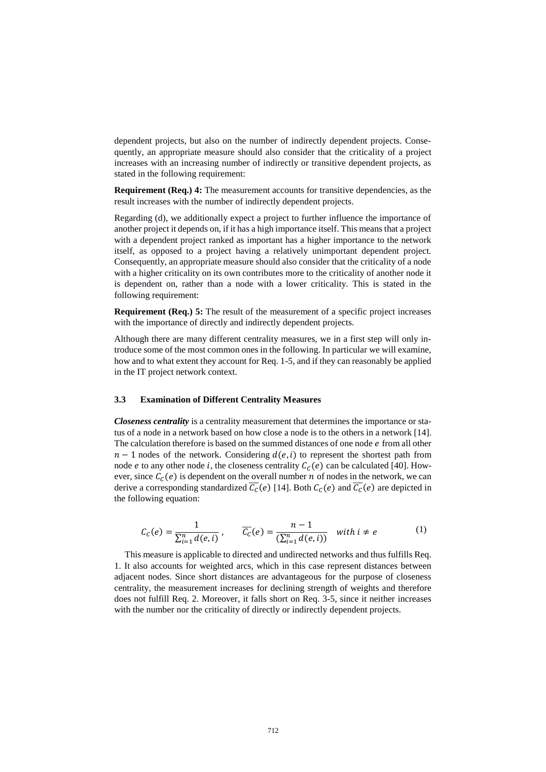dependent projects, but also on the number of indirectly dependent projects. Consequently, an appropriate measure should also consider that the criticality of a project increases with an increasing number of indirectly or transitive dependent projects, as stated in the following requirement:

**Requirement (Req.) 4:** The measurement accounts for transitive dependencies, as the result increases with the number of indirectly dependent projects.

Regarding (d), we additionally expect a project to further influence the importance of another project it depends on, if it has a high importance itself. This means that a project with a dependent project ranked as important has a higher importance to the network itself, as opposed to a project having a relatively unimportant dependent project. Consequently, an appropriate measure should also consider that the criticality of a node with a higher criticality on its own contributes more to the criticality of another node it is dependent on, rather than a node with a lower criticality. This is stated in the following requirement:

**Requirement (Req.) 5:** The result of the measurement of a specific project increases with the importance of directly and indirectly dependent projects.

Although there are many different centrality measures, we in a first step will only introduce some of the most common ones in the following. In particular we will examine, how and to what extent they account for Req. 1-5, and if they can reasonably be applied in the IT project network context.

### 3.3 Examination of Different Centrality Measures

***Closeness centrality*** is a centrality measurement that determines the importance or status of a node in a network based on how close a node is to the others in a network [14]. The calculation therefore is based on the summed distances of one node $e$ from all other $n-1$ nodes of the network. Considering $d(e,i)$ to represent the shortest path from node $e$ to any other node $i$, the closeness centrality $C_C(e)$ can be calculated [40]. However, since $C_C(e)$ is dependent on the overall number $n$ of nodes in the network, we can derive a corresponding standardized $\overline{C_C}(e)$ [14]. Both $C_C(e)$ and $\overline{C_C}(e)$ are depicted in the following equation:

$$C_C(e) = \frac{1}{\sum_{i=1}^{n} d(e,i)}, \qquad \overline{C_C}(e) = \frac{n-1}{(\sum_{i=1}^{n} d(e,i))} \quad with\ i \neq e \tag{1}$$

This measure is applicable to directed and undirected networks and thus fulfills Req. 1. It also accounts for weighted arcs, which in this case represent distances between adjacent nodes. Since short distances are advantageous for the purpose of closeness centrality, the measurement increases for declining strength of weights and therefore does not fulfill Req. 2. Moreover, it falls short on Req. 3-5, since it neither increases with the number nor the criticality of directly or indirectly dependent projects.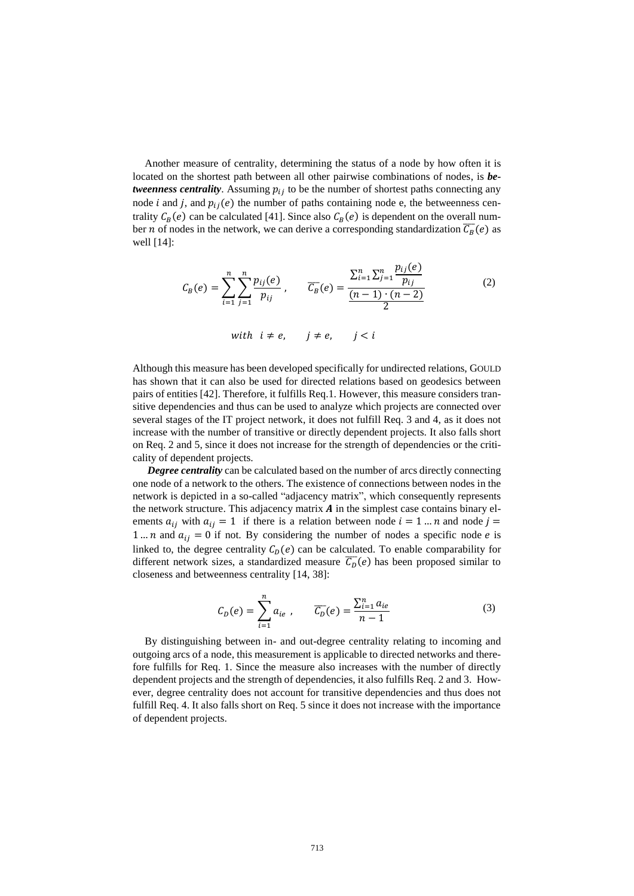Another measure of centrality, determining the status of a node by how often it is located on the shortest path between all other pairwise combinations of nodes, is ***betweenness centrality***. Assuming $p_{ij}$ to be the number of shortest paths connecting any node $i$ and $j$, and $p_{ij}(e)$ the number of paths containing node e, the betweenness centrality $C_B(e)$ can be calculated [41]. Since also $C_B(e)$ is dependent on the overall number $n$ of nodes in the network, we can derive a corresponding standardization $\overline{C_B}(e)$ as well [14]:

$$C_B(e) = \sum_{i=1}^{n} \sum_{j=1}^{n} \frac{p_{ij}(e)}{p_{ij}}, \qquad \overline{C_B}(e) = \frac{\sum_{i=1}^{n} \sum_{j=1}^{n} \frac{p_{ij}(e)}{p_{ij}}}{\frac{(n-1)\cdot(n-2)}{2}} \tag{2}$$

$$with \quad i \neq e, \qquad j \neq e, \qquad j < i$$

Although this measure has been developed specifically for undirected relations, GOULD has shown that it can also be used for directed relations based on geodesics between pairs of entities [42]. Therefore, it fulfills Req.1. However, this measure considers transitive dependencies and thus can be used to analyze which projects are connected over several stages of the IT project network, it does not fulfill Req. 3 and 4, as it does not increase with the number of transitive or directly dependent projects. It also falls short on Req. 2 and 5, since it does not increase for the strength of dependencies or the criticality of dependent projects.

***Degree centrality*** can be calculated based on the number of arcs directly connecting one node of a network to the others. The existence of connections between nodes in the network is depicted in a so-called "adjacency matrix", which consequently represents the network structure. This adjacency matrix $\boldsymbol{A}$ in the simplest case contains binary elements $a_{ij}$ with $a_{ij} = 1$ if there is a relation between node $i = 1 \dots n$ and node $j = 1 \dots n$ and $a_{ij} = 0$ if not. By considering the number of nodes a specific node $e$ is linked to, the degree centrality $C_D(e)$ can be calculated. To enable comparability for different network sizes, a standardized measure $\overline{C_D}(e)$ has been proposed similar to closeness and betweenness centrality [14, 38]:

$$C_D(e) = \sum_{i=1}^{n} a_{ie}, \qquad \overline{C_D}(e) = \frac{\sum_{i=1}^{n} a_{ie}}{n-1} \tag{3}$$

By distinguishing between in- and out-degree centrality relating to incoming and outgoing arcs of a node, this measurement is applicable to directed networks and therefore fulfills for Req. 1. Since the measure also increases with the number of directly dependent projects and the strength of dependencies, it also fulfills Req. 2 and 3. However, degree centrality does not account for transitive dependencies and thus does not fulfill Req. 4. It also falls short on Req. 5 since it does not increase with the importance of dependent projects.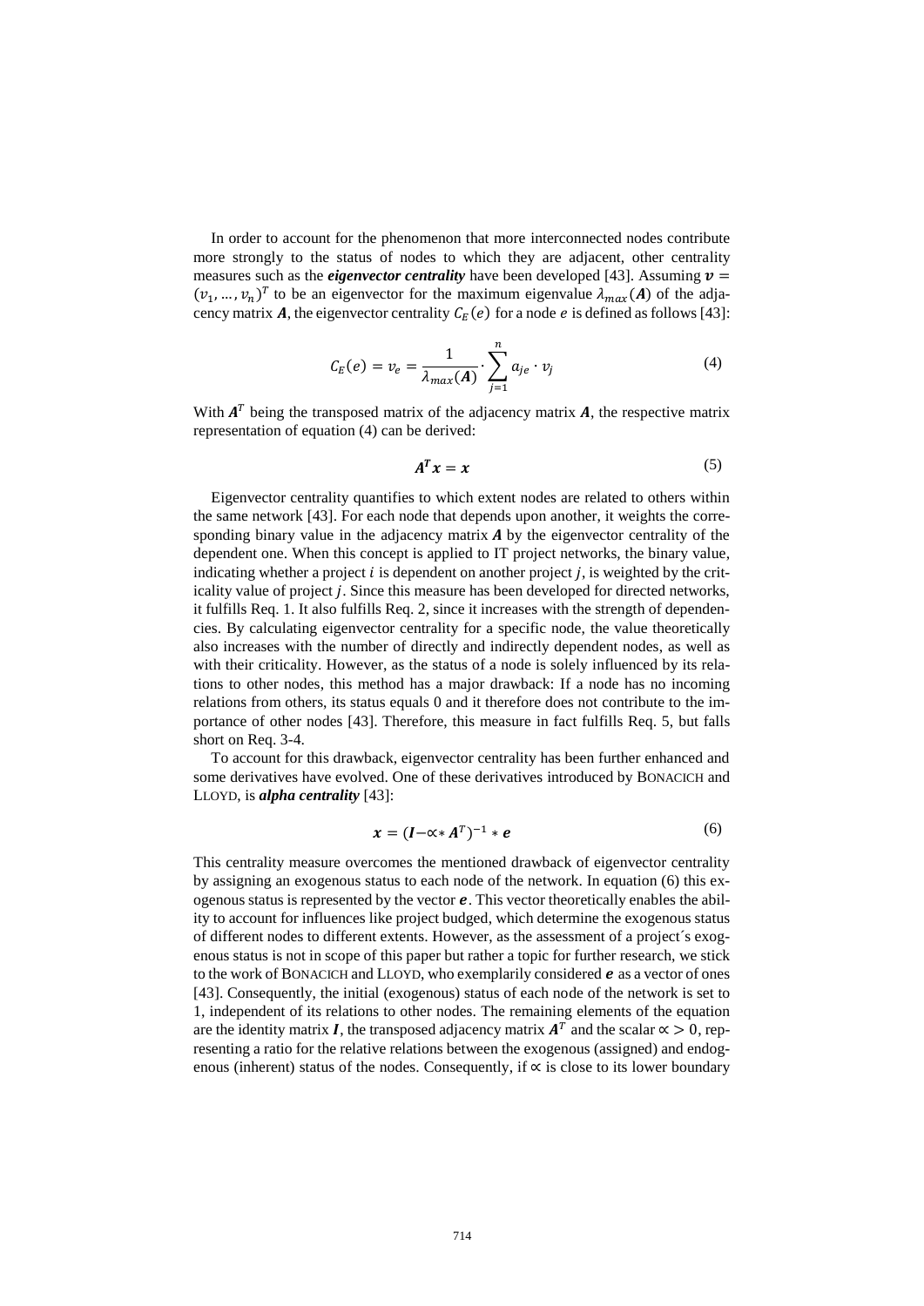In order to account for the phenomenon that more interconnected nodes contribute more strongly to the status of nodes to which they are adjacent, other centrality measures such as the ***eigenvector centrality*** have been developed [43]. Assuming $\boldsymbol{v} = (v_1, \ldots, v_n)^T$ to be an eigenvector for the maximum eigenvalue $\lambda_{max}(\boldsymbol{A})$ of the adjacency matrix $\boldsymbol{A}$, the eigenvector centrality $C_E(e)$ for a node $e$ is defined as follows [43]:

$$C_E(e) = v_e = \frac{1}{\lambda_{max}(\boldsymbol{A})} \cdot \sum_{j=1}^{n} a_{je} \cdot v_j \tag{4}$$

With $\boldsymbol{A}^T$ being the transposed matrix of the adjacency matrix $\boldsymbol{A}$, the respective matrix representation of equation (4) can be derived:

$$\boldsymbol{A}^T \boldsymbol{x} = \boldsymbol{x} \tag{5}$$

Eigenvector centrality quantifies to which extent nodes are related to others within the same network [43]. For each node that depends upon another, it weights the corresponding binary value in the adjacency matrix $\boldsymbol{A}$ by the eigenvector centrality of the dependent one. When this concept is applied to IT project networks, the binary value, indicating whether a project $i$ is dependent on another project $j$, is weighted by the criticality value of project $j$. Since this measure has been developed for directed networks, it fulfills Req. 1. It also fulfills Req. 2, since it increases with the strength of dependencies. By calculating eigenvector centrality for a specific node, the value theoretically also increases with the number of directly and indirectly dependent nodes, as well as with their criticality. However, as the status of a node is solely influenced by its relations to other nodes, this method has a major drawback: If a node has no incoming relations from others, its status equals 0 and it therefore does not contribute to the importance of other nodes [43]. Therefore, this measure in fact fulfills Req. 5, but falls short on Req. 3-4.

To account for this drawback, eigenvector centrality has been further enhanced and some derivatives have evolved. One of these derivatives introduced by BONACICH and LLOYD, is ***alpha centrality*** [43]:

$$\boldsymbol{x} = (\boldsymbol{I} - \propto * \boldsymbol{A}^T)^{-1} * \boldsymbol{e} \tag{6}$$

This centrality measure overcomes the mentioned drawback of eigenvector centrality by assigning an exogenous status to each node of the network. In equation (6) this exogenous status is represented by the vector $\boldsymbol{e}$. This vector theoretically enables the ability to account for influences like project budged, which determine the exogenous status of different nodes to different extents. However, as the assessment of a project´s exogenous status is not in scope of this paper but rather a topic for further research, we stick to the work of BONACICH and LLOYD, who exemplarily considered $\boldsymbol{e}$ as a vector of ones [43]. Consequently, the initial (exogenous) status of each node of the network is set to 1, independent of its relations to other nodes. The remaining elements of the equation are the identity matrix $\boldsymbol{I}$, the transposed adjacency matrix $\boldsymbol{A}^T$ and the scalar $\propto > 0$, representing a ratio for the relative relations between the exogenous (assigned) and endogenous (inherent) status of the nodes. Consequently, if $\propto$ is close to its lower boundary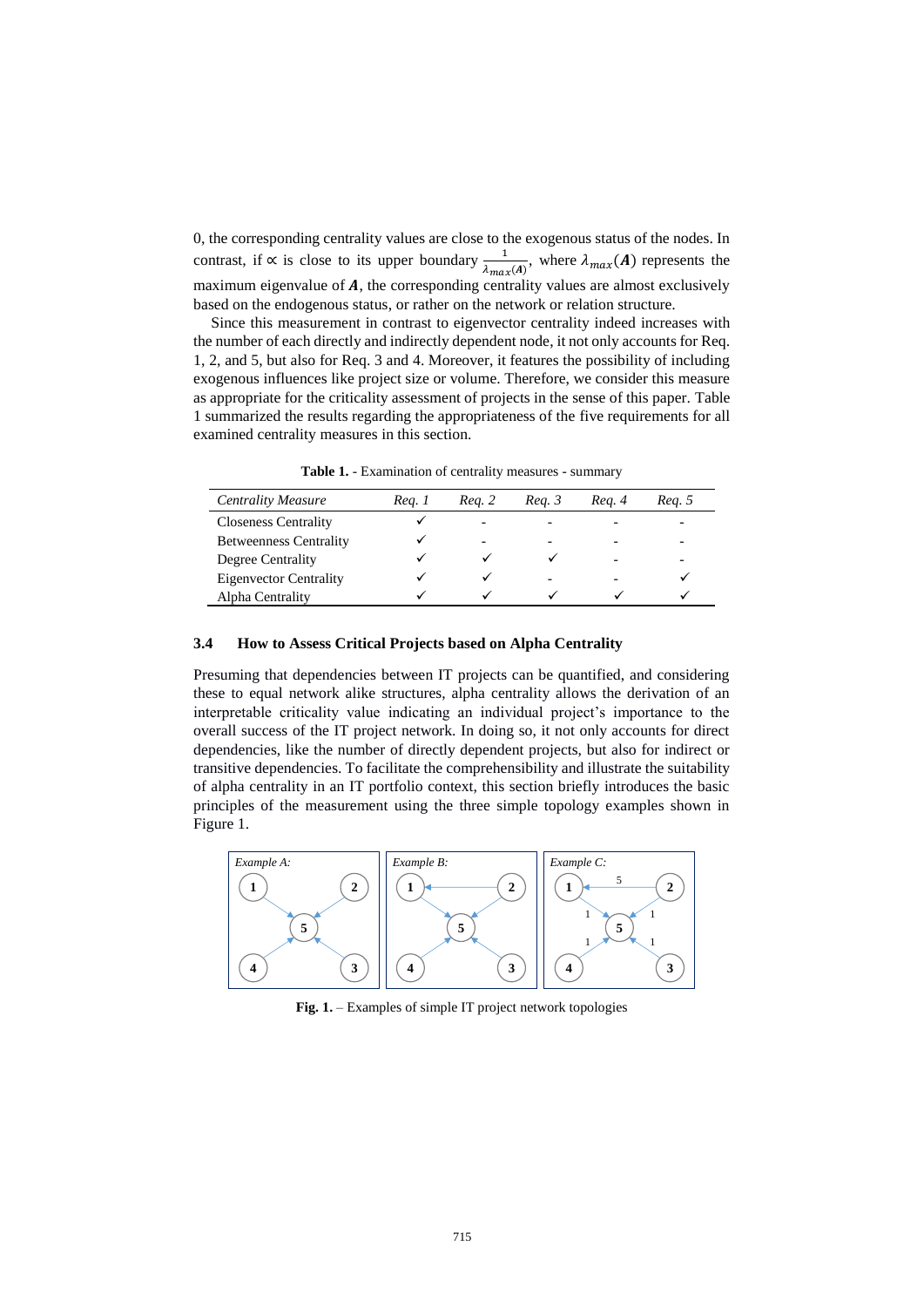0, the corresponding centrality values are close to the exogenous status of the nodes. In contrast, if $\propto$ is close to its upper boundary $\frac{1}{\lambda_{max}(\boldsymbol{A})}$, where $\lambda_{max}(\boldsymbol{A})$ represents the maximum eigenvalue of $\boldsymbol{A}$, the corresponding centrality values are almost exclusively based on the endogenous status, or rather on the network or relation structure.

Since this measurement in contrast to eigenvector centrality indeed increases with the number of each directly and indirectly dependent node, it not only accounts for Req. 1, 2, and 5, but also for Req. 3 and 4. Moreover, it features the possibility of including exogenous influences like project size or volume. Therefore, we consider this measure as appropriate for the criticality assessment of projects in the sense of this paper. Table 1 summarized the results regarding the appropriateness of the five requirements for all examined centrality measures in this section.

**Table 1.** - Examination of centrality measures - summary

| *Centrality Measure* | *Req. 1* | *Req. 2* | *Req. 3* | *Req. 4* | *Req. 5* |
|---|---|---|---|---|---|
| Closeness Centrality | ✓ | - | - | - | - |
| Betweenness Centrality | ✓ | - | - | - | - |
| Degree Centrality | ✓ | ✓ | ✓ | - | - |
| Eigenvector Centrality | ✓ | ✓ | - | - | ✓ |
| Alpha Centrality | ✓ | ✓ | ✓ | ✓ | ✓ |

### 3.4 How to Assess Critical Projects based on Alpha Centrality

Presuming that dependencies between IT projects can be quantified, and considering these to equal network alike structures, alpha centrality allows the derivation of an interpretable criticality value indicating an individual project's importance to the overall success of the IT project network. In doing so, it not only accounts for direct dependencies, like the number of directly dependent projects, but also for indirect or transitive dependencies. To facilitate the comprehensibility and illustrate the suitability of alpha centrality in an IT portfolio context, this section briefly introduces the basic principles of the measurement using the three simple topology examples shown in Figure 1.

**Fig. 1.** – Examples of simple IT project network topologies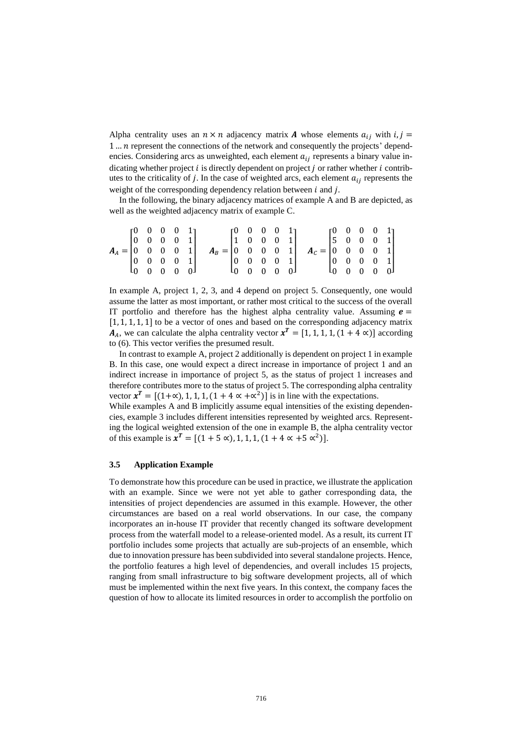Alpha centrality uses an $n \times n$ adjacency matrix $\boldsymbol{A}$ whose elements $a_{ij}$ with $i, j = 1 \ldots n$ represent the connections of the network and consequently the projects' dependencies. Considering arcs as unweighted, each element $a_{ij}$ represents a binary value indicating whether project $i$ is directly dependent on project $j$ or rather whether $i$ contributes to the criticality of $j$. In the case of weighted arcs, each element $a_{ij}$ represents the weight of the corresponding dependency relation between $i$ and $j$.

In the following, the binary adjacency matrices of example A and B are depicted, as well as the weighted adjacency matrix of example C.

$$\boldsymbol{A}_A = \begin{bmatrix} 0 & 0 & 0 & 0 & 1 \\ 0 & 0 & 0 & 0 & 1 \\ 0 & 0 & 0 & 0 & 1 \\ 0 & 0 & 0 & 0 & 1 \\ 0 & 0 & 0 & 0 & 0 \end{bmatrix} \quad \boldsymbol{A}_B = \begin{bmatrix} 0 & 0 & 0 & 0 & 1 \\ 1 & 0 & 0 & 0 & 1 \\ 0 & 0 & 0 & 0 & 1 \\ 0 & 0 & 0 & 0 & 1 \\ 0 & 0 & 0 & 0 & 0 \end{bmatrix} \quad \boldsymbol{A}_C = \begin{bmatrix} 0 & 0 & 0 & 0 & 1 \\ 5 & 0 & 0 & 0 & 1 \\ 0 & 0 & 0 & 0 & 1 \\ 0 & 0 & 0 & 0 & 1 \\ 0 & 0 & 0 & 0 & 0 \end{bmatrix}$$

In example A, project 1, 2, 3, and 4 depend on project 5. Consequently, one would assume the latter as most important, or rather most critical to the success of the overall IT portfolio and therefore has the highest alpha centrality value. Assuming $\boldsymbol{e} = [1, 1, 1, 1, 1]$ to be a vector of ones and based on the corresponding adjacency matrix $\boldsymbol{A}_A$, we can calculate the alpha centrality vector $\boldsymbol{x}^T = [1, 1, 1, 1, (1 + 4 \propto)]$ according to (6). This vector verifies the presumed result.

In contrast to example A, project 2 additionally is dependent on project 1 in example B. In this case, one would expect a direct increase in importance of project 1 and an indirect increase in importance of project 5, as the status of project 1 increases and therefore contributes more to the status of project 5. The corresponding alpha centrality vector $\boldsymbol{x}^T = [(1 + \propto), 1, 1, 1, (1 + 4 \propto + \propto^2)]$ is in line with the expectations.

While examples A and B implicitly assume equal intensities of the existing dependencies, example 3 includes different intensities represented by weighted arcs. Representing the logical weighted extension of the one in example B, the alpha centrality vector of this example is $\boldsymbol{x}^T = [(1 + 5 \propto), 1, 1, 1, (1 + 4 \propto + 5 \propto^2)]$.

### 3.5 Application Example

To demonstrate how this procedure can be used in practice, we illustrate the application with an example. Since we were not yet able to gather corresponding data, the intensities of project dependencies are assumed in this example. However, the other circumstances are based on a real world observations. In our case, the company incorporates an in-house IT provider that recently changed its software development process from the waterfall model to a release-oriented model. As a result, its current IT portfolio includes some projects that actually are sub-projects of an ensemble, which due to innovation pressure has been subdivided into several standalone projects. Hence, the portfolio features a high level of dependencies, and overall includes 15 projects, ranging from small infrastructure to big software development projects, all of which must be implemented within the next five years. In this context, the company faces the question of how to allocate its limited resources in order to accomplish the portfolio on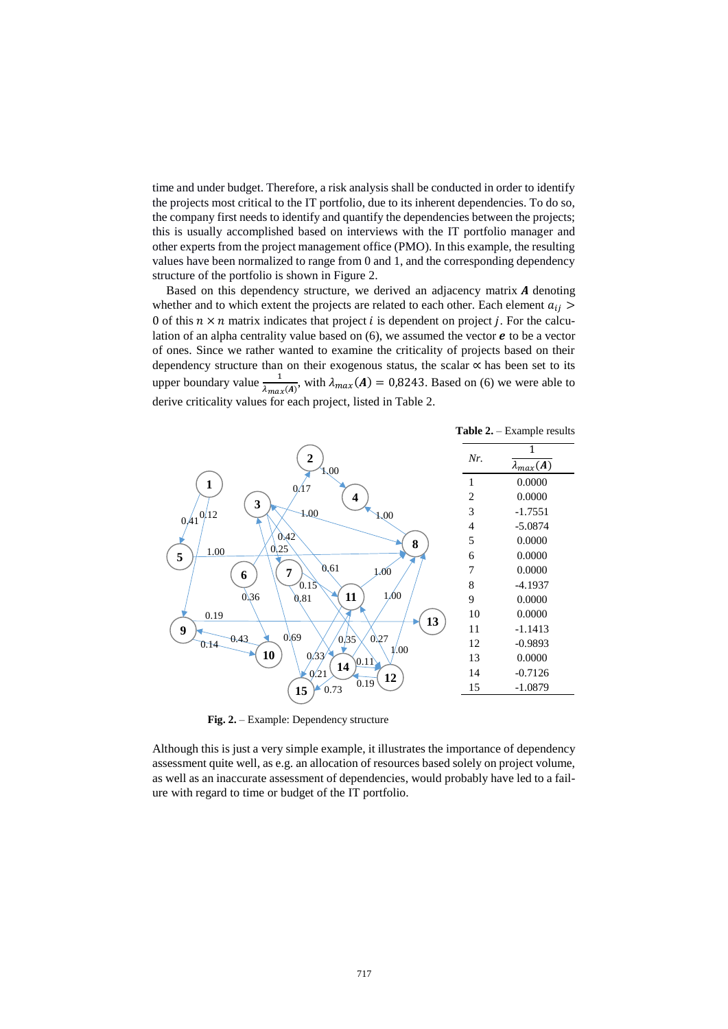time and under budget. Therefore, a risk analysis shall be conducted in order to identify the projects most critical to the IT portfolio, due to its inherent dependencies. To do so, the company first needs to identify and quantify the dependencies between the projects; this is usually accomplished based on interviews with the IT portfolio manager and other experts from the project management office (PMO). In this example, the resulting values have been normalized to range from 0 and 1, and the corresponding dependency structure of the portfolio is shown in Figure 2.

Based on this dependency structure, we derived an adjacency matrix $\boldsymbol{A}$ denoting whether and to which extent the projects are related to each other. Each element $a_{ij} > 0$ of this $n \times n$ matrix indicates that project $i$ is dependent on project $j$. For the calculation of an alpha centrality value based on (6), we assumed the vector $\boldsymbol{e}$ to be a vector of ones. Since we rather wanted to examine the criticality of projects based on their dependency structure than on their exogenous status, the scalar $\propto$ has been set to its upper boundary value $\frac{1}{\lambda_{max}(\boldsymbol{A})}$, with $\lambda_{max}(\boldsymbol{A}) = 0{,}8243$. Based on (6) we were able to derive criticality values for each project, listed in Table 2.

**Fig. 2.** – Example: Dependency structure

**Table 2.** – Example results

| *Nr.* | $\frac{1}{\lambda_{max}(\boldsymbol{A})}$ |
|---|---|
| 1 | 0.0000 |
| 2 | 0.0000 |
| 3 | -1.7551 |
| 4 | -5.0874 |
| 5 | 0.0000 |
| 6 | 0.0000 |
| 7 | 0.0000 |
| 8 | -4.1937 |
| 9 | 0.0000 |
| 10 | 0.0000 |
| 11 | -1.1413 |
| 12 | -0.9893 |
| 13 | 0.0000 |
| 14 | -0.7126 |
| 15 | -1.0879 |

Although this is just a very simple example, it illustrates the importance of dependency assessment quite well, as e.g. an allocation of resources based solely on project volume, as well as an inaccurate assessment of dependencies, would probably have led to a failure with regard to time or budget of the IT portfolio.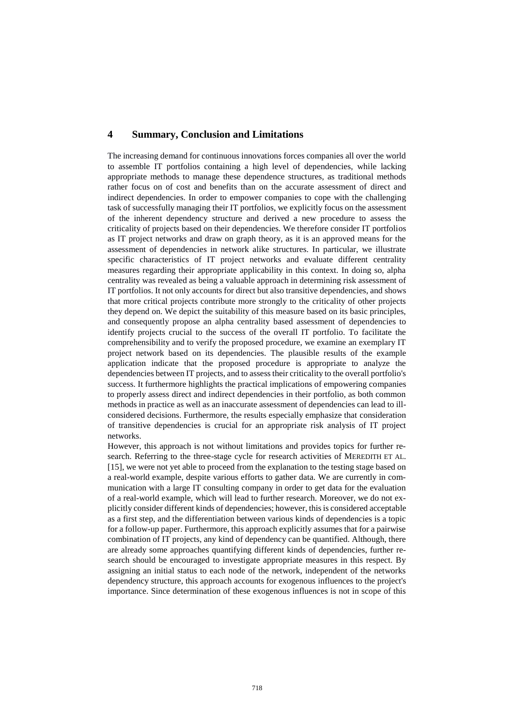## 4 Summary, Conclusion and Limitations

The increasing demand for continuous innovations forces companies all over the world to assemble IT portfolios containing a high level of dependencies, while lacking appropriate methods to manage these dependence structures, as traditional methods rather focus on of cost and benefits than on the accurate assessment of direct and indirect dependencies. In order to empower companies to cope with the challenging task of successfully managing their IT portfolios, we explicitly focus on the assessment of the inherent dependency structure and derived a new procedure to assess the criticality of projects based on their dependencies. We therefore consider IT portfolios as IT project networks and draw on graph theory, as it is an approved means for the assessment of dependencies in network alike structures. In particular, we illustrate specific characteristics of IT project networks and evaluate different centrality measures regarding their appropriate applicability in this context. In doing so, alpha centrality was revealed as being a valuable approach in determining risk assessment of IT portfolios. It not only accounts for direct but also transitive dependencies, and shows that more critical projects contribute more strongly to the criticality of other projects they depend on. We depict the suitability of this measure based on its basic principles, and consequently propose an alpha centrality based assessment of dependencies to identify projects crucial to the success of the overall IT portfolio. To facilitate the comprehensibility and to verify the proposed procedure, we examine an exemplary IT project network based on its dependencies. The plausible results of the example application indicate that the proposed procedure is appropriate to analyze the dependencies between IT projects, and to assess their criticality to the overall portfolio's success. It furthermore highlights the practical implications of empowering companies to properly assess direct and indirect dependencies in their portfolio, as both common methods in practice as well as an inaccurate assessment of dependencies can lead to ill-considered decisions. Furthermore, the results especially emphasize that consideration of transitive dependencies is crucial for an appropriate risk analysis of IT project networks.

However, this approach is not without limitations and provides topics for further research. Referring to the three-stage cycle for research activities of MEREDITH ET AL. [15], we were not yet able to proceed from the explanation to the testing stage based on a real-world example, despite various efforts to gather data. We are currently in communication with a large IT consulting company in order to get data for the evaluation of a real-world example, which will lead to further research. Moreover, we do not explicitly consider different kinds of dependencies; however, this is considered acceptable as a first step, and the differentiation between various kinds of dependencies is a topic for a follow-up paper. Furthermore, this approach explicitly assumes that for a pairwise combination of IT projects, any kind of dependency can be quantified. Although, there are already some approaches quantifying different kinds of dependencies, further research should be encouraged to investigate appropriate measures in this respect. By assigning an initial status to each node of the network, independent of the networks dependency structure, this approach accounts for exogenous influences to the project's importance. Since determination of these exogenous influences is not in scope of this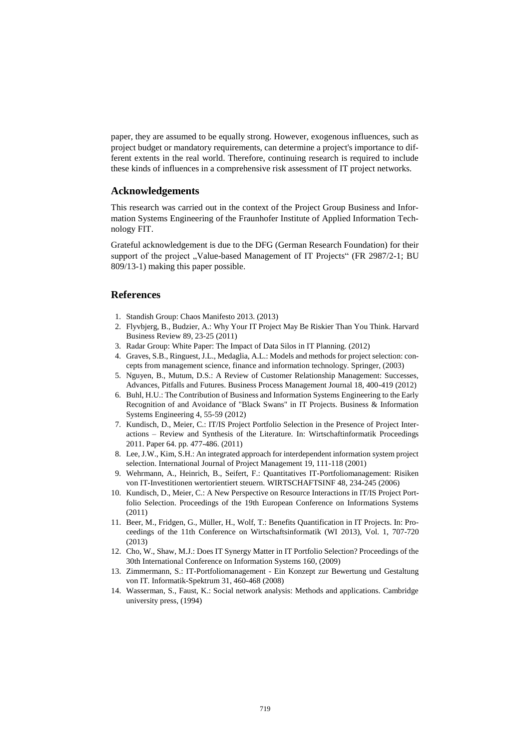paper, they are assumed to be equally strong. However, exogenous influences, such as project budget or mandatory requirements, can determine a project's importance to different extents in the real world. Therefore, continuing research is required to include these kinds of influences in a comprehensive risk assessment of IT project networks.

## Acknowledgements

This research was carried out in the context of the Project Group Business and Information Systems Engineering of the Fraunhofer Institute of Applied Information Technology FIT.

Grateful acknowledgement is due to the DFG (German Research Foundation) for their support of the project „Value-based Management of IT Projects“ (FR 2987/2-1; BU 809/13-1) making this paper possible.

## References

1. Standish Group: Chaos Manifesto 2013. (2013)
2. Flyvbjerg, B., Budzier, A.: Why Your IT Project May Be Riskier Than You Think. Harvard Business Review 89, 23-25 (2011)
3. Radar Group: White Paper: The Impact of Data Silos in IT Planning. (2012)
4. Graves, S.B., Ringuest, J.L., Medaglia, A.L.: Models and methods for project selection: concepts from management science, finance and information technology. Springer, (2003)
5. Nguyen, B., Mutum, D.S.: A Review of Customer Relationship Management: Successes, Advances, Pitfalls and Futures. Business Process Management Journal 18, 400-419 (2012)
6. Buhl, H.U.: The Contribution of Business and Information Systems Engineering to the Early Recognition of and Avoidance of "Black Swans" in IT Projects. Business & Information Systems Engineering 4, 55-59 (2012)
7. Kundisch, D., Meier, C.: IT/IS Project Portfolio Selection in the Presence of Project Interactions – Review and Synthesis of the Literature. In: Wirtschaftinformatik Proceedings 2011. Paper 64. pp. 477-486. (2011)
8. Lee, J.W., Kim, S.H.: An integrated approach for interdependent information system project selection. International Journal of Project Management 19, 111-118 (2001)
9. Wehrmann, A., Heinrich, B., Seifert, F.: Quantitatives IT-Portfoliomanagement: Risiken von IT-Investitionen wertorientiert steuern. WIRTSCHAFTSINF 48, 234-245 (2006)
10. Kundisch, D., Meier, C.: A New Perspective on Resource Interactions in IT/IS Project Portfolio Selection. Proceedings of the 19th European Conference on Informations Systems (2011)
11. Beer, M., Fridgen, G., Müller, H., Wolf, T.: Benefits Quantification in IT Projects. In: Proceedings of the 11th Conference on Wirtschaftsinformatik (WI 2013), Vol. 1, 707-720 (2013)
12. Cho, W., Shaw, M.J.: Does IT Synergy Matter in IT Portfolio Selection? Proceedings of the 30th International Conference on Information Systems 160, (2009)
13. Zimmermann, S.: IT-Portfoliomanagement - Ein Konzept zur Bewertung und Gestaltung von IT. Informatik-Spektrum 31, 460-468 (2008)
14. Wasserman, S., Faust, K.: Social network analysis: Methods and applications. Cambridge university press, (1994)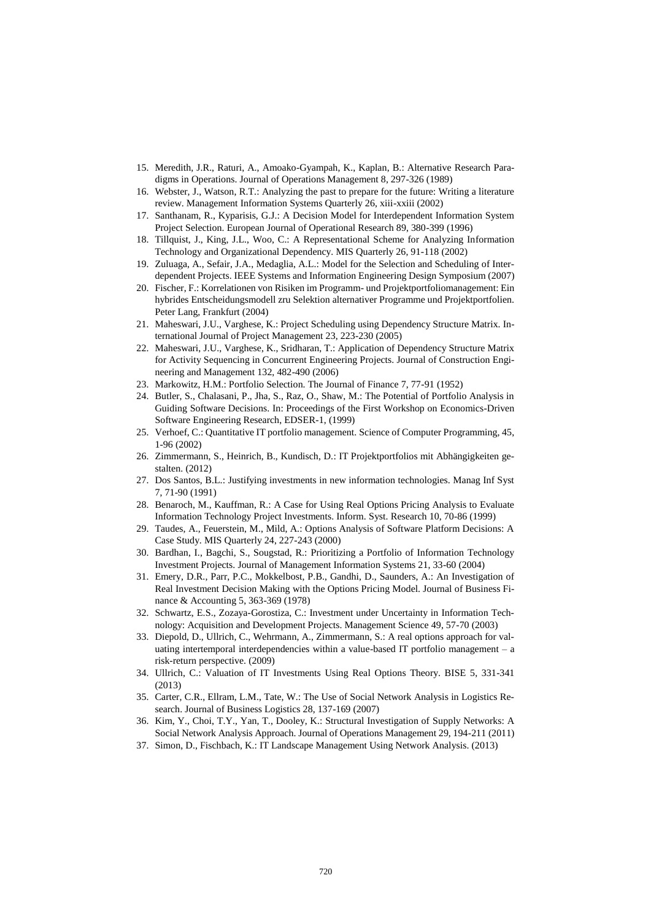15. Meredith, J.R., Raturi, A., Amoako-Gyampah, K., Kaplan, B.: Alternative Research Paradigms in Operations. Journal of Operations Management 8, 297-326 (1989)
16. Webster, J., Watson, R.T.: Analyzing the past to prepare for the future: Writing a literature review. Management Information Systems Quarterly 26, xiii-xxiii (2002)
17. Santhanam, R., Kyparisis, G.J.: A Decision Model for Interdependent Information System Project Selection. European Journal of Operational Research 89, 380-399 (1996)
18. Tillquist, J., King, J.L., Woo, C.: A Representational Scheme for Analyzing Information Technology and Organizational Dependency. MIS Quarterly 26, 91-118 (2002)
19. Zuluaga, A., Sefair, J.A., Medaglia, A.L.: Model for the Selection and Scheduling of Interdependent Projects. IEEE Systems and Information Engineering Design Symposium (2007)
20. Fischer, F.: Korrelationen von Risiken im Programm- und Projektportfoliomanagement: Ein hybrides Entscheidungsmodell zru Selektion alternativer Programme und Projektportfolien. Peter Lang, Frankfurt (2004)
21. Maheswari, J.U., Varghese, K.: Project Scheduling using Dependency Structure Matrix. International Journal of Project Management 23, 223-230 (2005)
22. Maheswari, J.U., Varghese, K., Sridharan, T.: Application of Dependency Structure Matrix for Activity Sequencing in Concurrent Engineering Projects. Journal of Construction Engineering and Management 132, 482-490 (2006)
23. Markowitz, H.M.: Portfolio Selection. The Journal of Finance 7, 77-91 (1952)
24. Butler, S., Chalasani, P., Jha, S., Raz, O., Shaw, M.: The Potential of Portfolio Analysis in Guiding Software Decisions. In: Proceedings of the First Workshop on Economics-Driven Software Engineering Research, EDSER-1, (1999)
25. Verhoef, C.: Quantitative IT portfolio management. Science of Computer Programming, 45, 1-96 (2002)
26. Zimmermann, S., Heinrich, B., Kundisch, D.: IT Projektportfolios mit Abhängigkeiten gestalten. (2012)
27. Dos Santos, B.L.: Justifying investments in new information technologies. Manag Inf Syst 7, 71-90 (1991)
28. Benaroch, M., Kauffman, R.: A Case for Using Real Options Pricing Analysis to Evaluate Information Technology Project Investments. Inform. Syst. Research 10, 70-86 (1999)
29. Taudes, A., Feuerstein, M., Mild, A.: Options Analysis of Software Platform Decisions: A Case Study. MIS Quarterly 24, 227-243 (2000)
30. Bardhan, I., Bagchi, S., Sougstad, R.: Prioritizing a Portfolio of Information Technology Investment Projects. Journal of Management Information Systems 21, 33-60 (2004)
31. Emery, D.R., Parr, P.C., Mokkelbost, P.B., Gandhi, D., Saunders, A.: An Investigation of Real Investment Decision Making with the Options Pricing Model. Journal of Business Finance & Accounting 5, 363-369 (1978)
32. Schwartz, E.S., Zozaya-Gorostiza, C.: Investment under Uncertainty in Information Technology: Acquisition and Development Projects. Management Science 49, 57-70 (2003)
33. Diepold, D., Ullrich, C., Wehrmann, A., Zimmermann, S.: A real options approach for valuating intertemporal interdependencies within a value-based IT portfolio management – a risk-return perspective. (2009)
34. Ullrich, C.: Valuation of IT Investments Using Real Options Theory. BISE 5, 331-341 (2013)
35. Carter, C.R., Ellram, L.M., Tate, W.: The Use of Social Network Analysis in Logistics Research. Journal of Business Logistics 28, 137-169 (2007)
36. Kim, Y., Choi, T.Y., Yan, T., Dooley, K.: Structural Investigation of Supply Networks: A Social Network Analysis Approach. Journal of Operations Management 29, 194-211 (2011)
37. Simon, D., Fischbach, K.: IT Landscape Management Using Network Analysis. (2013)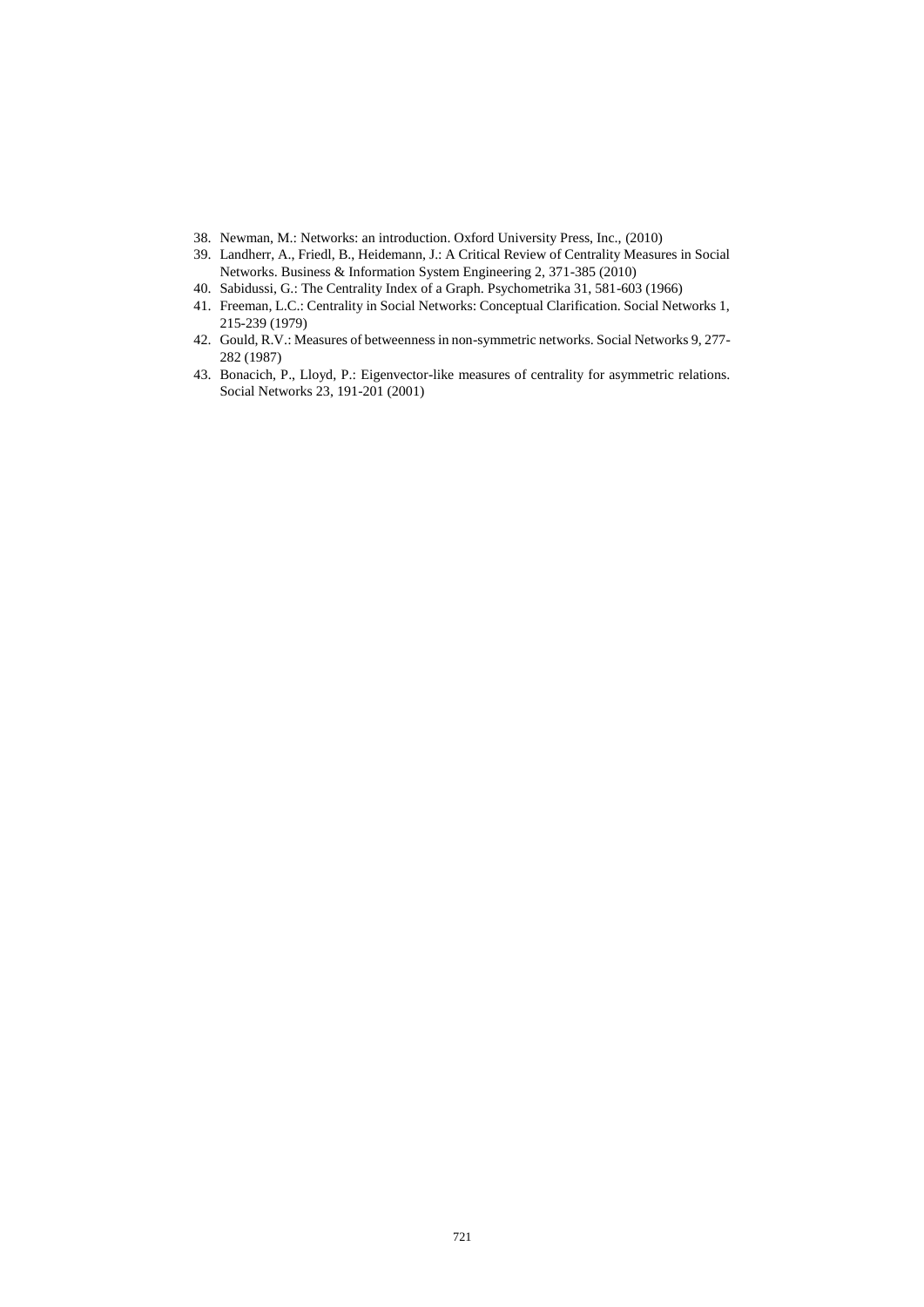38. Newman, M.: Networks: an introduction. Oxford University Press, Inc., (2010)
39. Landherr, A., Friedl, B., Heidemann, J.: A Critical Review of Centrality Measures in Social Networks. Business & Information System Engineering 2, 371-385 (2010)
40. Sabidussi, G.: The Centrality Index of a Graph. Psychometrika 31, 581-603 (1966)
41. Freeman, L.C.: Centrality in Social Networks: Conceptual Clarification. Social Networks 1, 215-239 (1979)
42. Gould, R.V.: Measures of betweenness in non-symmetric networks. Social Networks 9, 277-282 (1987)
43. Bonacich, P., Lloyd, P.: Eigenvector-like measures of centrality for asymmetric relations. Social Networks 23, 191-201 (2001)